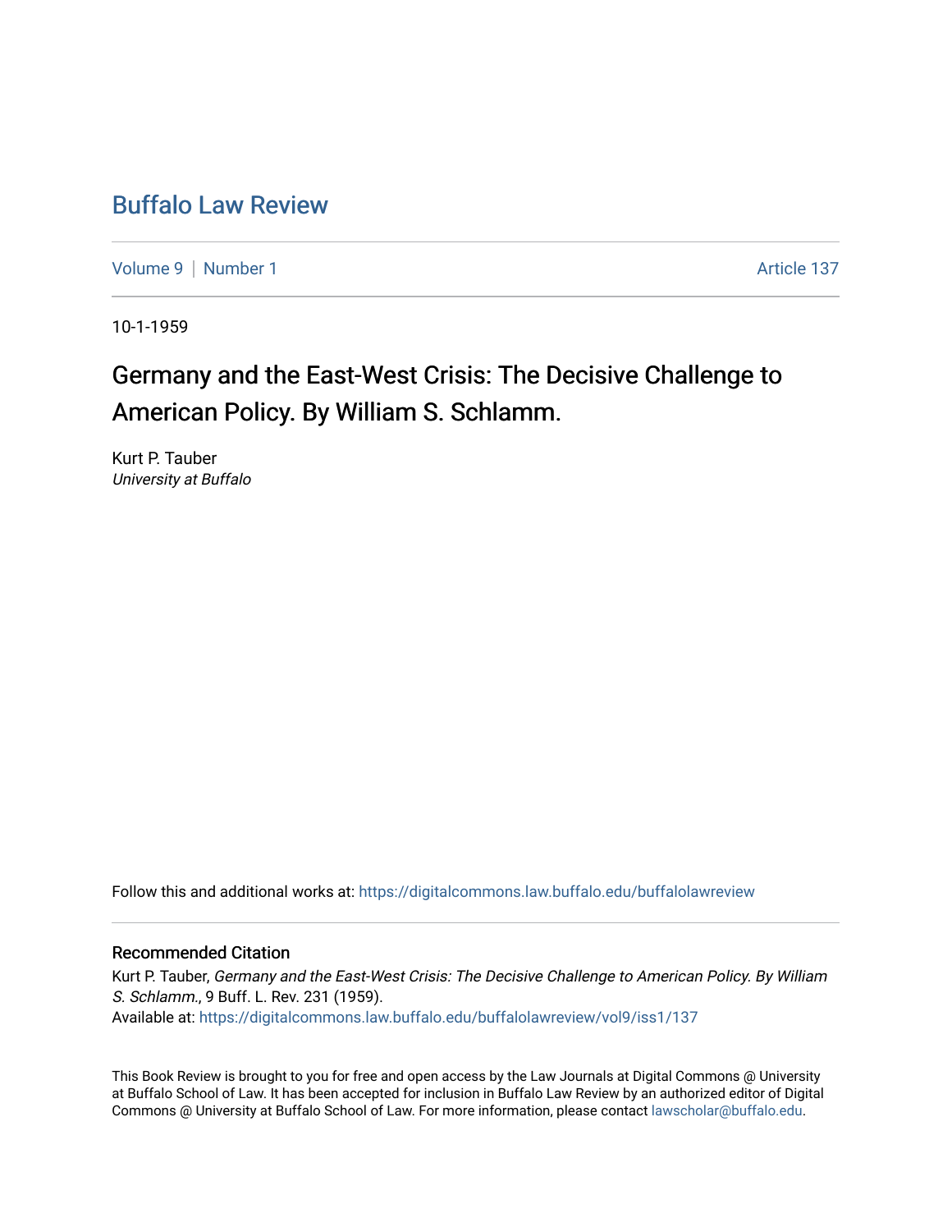# Buffalo Law Review

Volume 9 | Number 1 — Article 137

10-1-1959

## Germany and the East-West Crisis: The Decisive Challenge to American Policy. By William S. Schlamm.

Kurt P. Tauber
*University at Buffalo*

Follow this and additional works at: https://digitalcommons.law.buffalo.edu/buffalolawreview

### Recommended Citation

Kurt P. Tauber, *Germany and the East-West Crisis: The Decisive Challenge to American Policy. By William S. Schlamm.*, 9 Buff. L. Rev. 231 (1959).
Available at: https://digitalcommons.law.buffalo.edu/buffalolawreview/vol9/iss1/137

This Book Review is brought to you for free and open access by the Law Journals at Digital Commons @ University at Buffalo School of Law. It has been accepted for inclusion in Buffalo Law Review by an authorized editor of Digital Commons @ University at Buffalo School of Law. For more information, please contact lawscholar@buffalo.edu.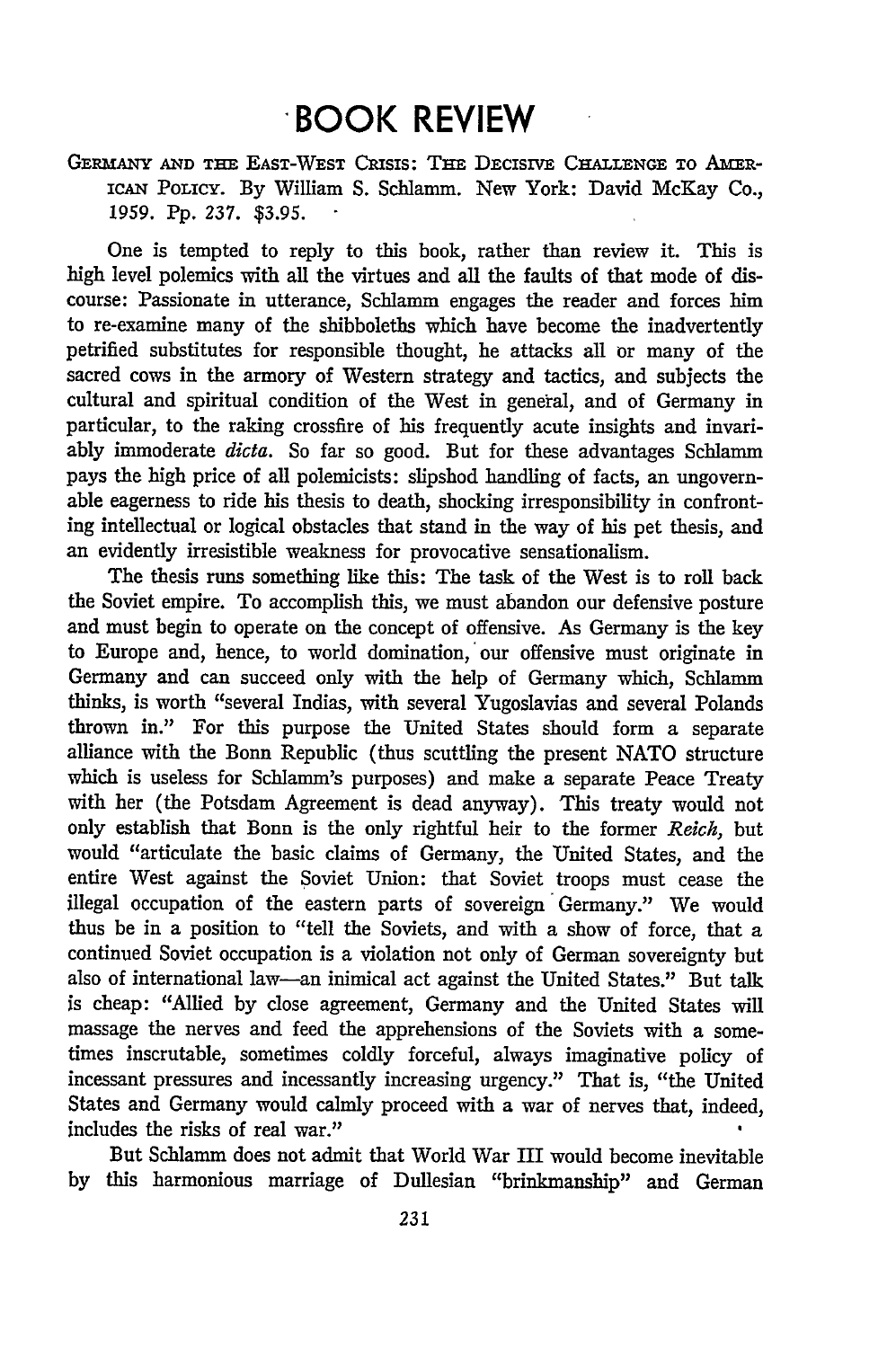# BOOK REVIEW

GERMANY AND THE EAST-WEST CRISIS: THE DECISIVE CHALLENGE TO AMERICAN POLICY. By William S. Schlamm. New York: David McKay Co., 1959. Pp. 237. $3.95.

One is tempted to reply to this book, rather than review it. This is high level polemics with all the virtues and all the faults of that mode of discourse: Passionate in utterance, Schlamm engages the reader and forces him to re-examine many of the shibboleths which have become the inadvertently petrified substitutes for responsible thought, he attacks all or many of the sacred cows in the armory of Western strategy and tactics, and subjects the cultural and spiritual condition of the West in general, and of Germany in particular, to the raking crossfire of his frequently acute insights and invariably immoderate *dicta*. So far so good. But for these advantages Schlamm pays the high price of all polemicists: slipshod handling of facts, an ungovernable eagerness to ride his thesis to death, shocking irresponsibility in confronting intellectual or logical obstacles that stand in the way of his pet thesis, and an evidently irresistible weakness for provocative sensationalism.

The thesis runs something like this: The task of the West is to roll back the Soviet empire. To accomplish this, we must abandon our defensive posture and must begin to operate on the concept of offensive. As Germany is the key to Europe and, hence, to world domination, our offensive must originate in Germany and can succeed only with the help of Germany which, Schlamm thinks, is worth "several Indias, with several Yugoslavias and several Polands thrown in." For this purpose the United States should form a separate alliance with the Bonn Republic (thus scuttling the present NATO structure which is useless for Schlamm's purposes) and make a separate Peace Treaty with her (the Potsdam Agreement is dead anyway). This treaty would not only establish that Bonn is the only rightful heir to the former *Reich,* but would "articulate the basic claims of Germany, the United States, and the entire West against the Soviet Union: that Soviet troops must cease the illegal occupation of the eastern parts of sovereign Germany." We would thus be in a position to "tell the Soviets, and with a show of force, that a continued Soviet occupation is a violation not only of German sovereignty but also of international law—an inimical act against the United States." But talk is cheap: "Allied by close agreement, Germany and the United States will massage the nerves and feed the apprehensions of the Soviets with a sometimes inscrutable, sometimes coldly forceful, always imaginative policy of incessant pressures and incessantly increasing urgency." That is, "the United States and Germany would calmly proceed with a war of nerves that, indeed, includes the risks of real war."

But Schlamm does not admit that World War III would become inevitable by this harmonious marriage of Dullesian "brinkmanship" and German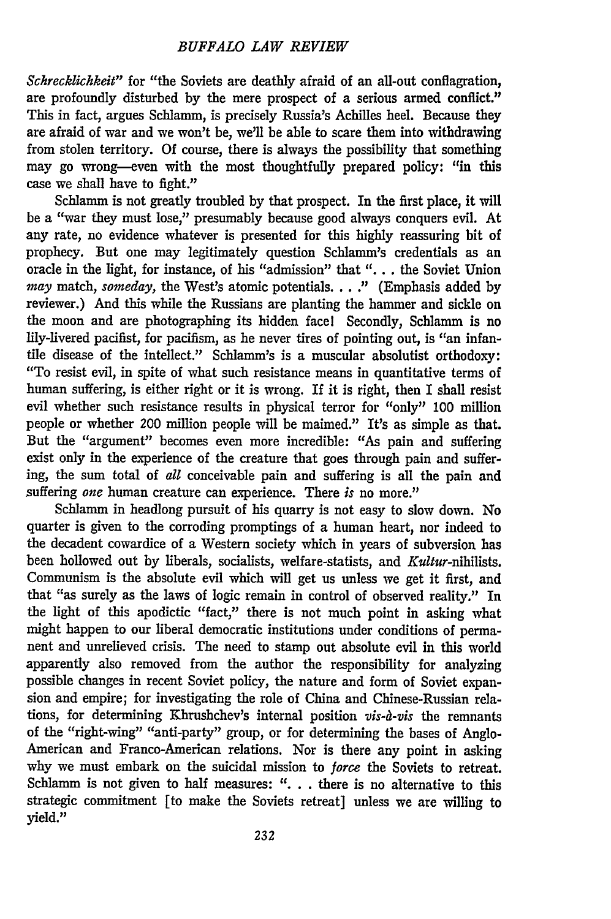*Schrecklichkeit*" for "the Soviets are deathly afraid of an all-out conflagration, are profoundly disturbed by the mere prospect of a serious armed conflict." This in fact, argues Schlamm, is precisely Russia's Achilles heel. Because they are afraid of war and we won't be, we'll be able to scare them into withdrawing from stolen territory. Of course, there is always the possibility that something may go wrong—even with the most thoughtfully prepared policy: "in this case we shall have to fight."

Schlamm is not greatly troubled by that prospect. In the first place, it will be a "war they must lose," presumably because good always conquers evil. At any rate, no evidence whatever is presented for this highly reassuring bit of prophecy. But one may legitimately question Schlamm's credentials as an oracle in the light, for instance, of his "admission" that ". . . the Soviet Union *may* match, *someday*, the West's atomic potentials. . . ." (Emphasis added by reviewer.) And this while the Russians are planting the hammer and sickle on the moon and are photographing its hidden face! Secondly, Schlamm is no lily-livered pacifist, for pacifism, as he never tires of pointing out, is "an infantile disease of the intellect." Schlamm's is a muscular absolutist orthodoxy: "To resist evil, in spite of what such resistance means in quantitative terms of human suffering, is either right or it is wrong. If it is right, then I shall resist evil whether such resistance results in physical terror for "only" 100 million people or whether 200 million people will be maimed." It's as simple as that. But the "argument" becomes even more incredible: "As pain and suffering exist only in the experience of the creature that goes through pain and suffering, the sum total of *all* conceivable pain and suffering is all the pain and suffering *one* human creature can experience. There *is* no more."

Schlamm in headlong pursuit of his quarry is not easy to slow down. No quarter is given to the corroding promptings of a human heart, nor indeed to the decadent cowardice of a Western society which in years of subversion has been hollowed out by liberals, socialists, welfare-statists, and *Kultur*-nihilists. Communism is the absolute evil which will get us unless we get it first, and that "as surely as the laws of logic remain in control of observed reality." In the light of this apodictic "fact," there is not much point in asking what might happen to our liberal democratic institutions under conditions of permanent and unrelieved crisis. The need to stamp out absolute evil in this world apparently also removed from the author the responsibility for analyzing possible changes in recent Soviet policy, the nature and form of Soviet expansion and empire; for investigating the role of China and Chinese-Russian relations, for determining Khrushchev's internal position *vis-à-vis* the remnants of the "right-wing" "anti-party" group, or for determining the bases of Anglo-American and Franco-American relations. Nor is there any point in asking why we must embark on the suicidal mission to *force* the Soviets to retreat. Schlamm is not given to half measures: ". . . there is no alternative to this strategic commitment [to make the Soviets retreat] unless we are willing to yield."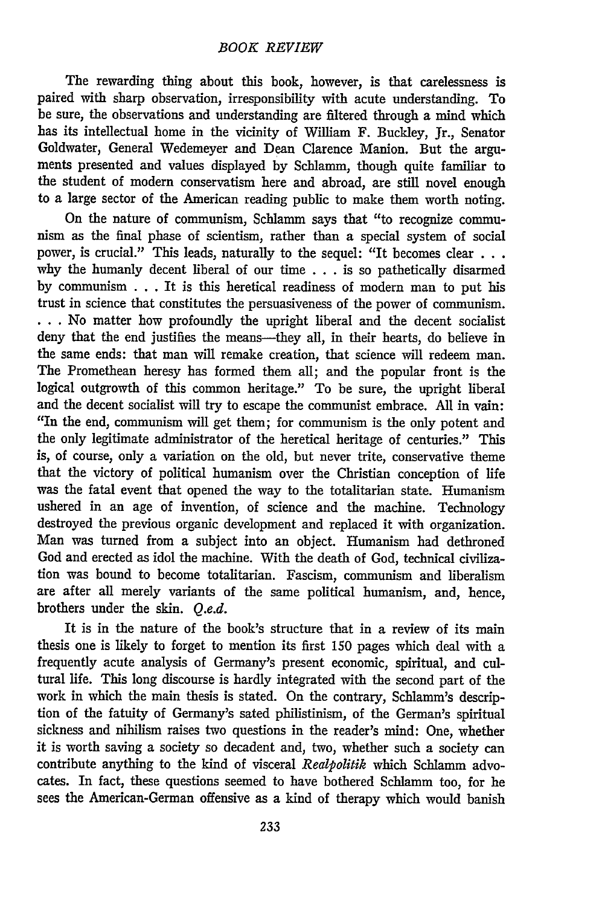The rewarding thing about this book, however, is that carelessness is paired with sharp observation, irresponsibility with acute understanding. To be sure, the observations and understanding are filtered through a mind which has its intellectual home in the vicinity of William F. Buckley, Jr., Senator Goldwater, General Wedemeyer and Dean Clarence Manion. But the arguments presented and values displayed by Schlamm, though quite familiar to the student of modern conservatism here and abroad, are still novel enough to a large sector of the American reading public to make them worth noting.

On the nature of communism, Schlamm says that "to recognize communism as the final phase of scientism, rather than a special system of social power, is crucial." This leads, naturally to the sequel: "It becomes clear . . . why the humanly decent liberal of our time . . . is so pathetically disarmed by communism . . . It is this heretical readiness of modern man to put his trust in science that constitutes the persuasiveness of the power of communism. . . . No matter how profoundly the upright liberal and the decent socialist deny that the end justifies the means—they all, in their hearts, do believe in the same ends: that man will remake creation, that science will redeem man. The Promethean heresy has formed them all; and the popular front is the logical outgrowth of this common heritage." To be sure, the upright liberal and the decent socialist will try to escape the communist embrace. All in vain: "In the end, communism will get them; for communism is the only potent and the only legitimate administrator of the heretical heritage of centuries." This is, of course, only a variation on the old, but never trite, conservative theme that the victory of political humanism over the Christian conception of life was the fatal event that opened the way to the totalitarian state. Humanism ushered in an age of invention, of science and the machine. Technology destroyed the previous organic development and replaced it with organization. Man was turned from a subject into an object. Humanism had dethroned God and erected as idol the machine. With the death of God, technical civilization was bound to become totalitarian. Fascism, communism and liberalism are after all merely variants of the same political humanism, and, hence, brothers under the skin. *Q.e.d.*

It is in the nature of the book's structure that in a review of its main thesis one is likely to forget to mention its first 150 pages which deal with a frequently acute analysis of Germany's present economic, spiritual, and cultural life. This long discourse is hardly integrated with the second part of the work in which the main thesis is stated. On the contrary, Schlamm's description of the fatuity of Germany's sated philistinism, of the German's spiritual sickness and nihilism raises two questions in the reader's mind: One, whether it is worth saving a society so decadent and, two, whether such a society can contribute anything to the kind of visceral *Realpolitik* which Schlamm advocates. In fact, these questions seemed to have bothered Schlamm too, for he sees the American-German offensive as a kind of therapy which would banish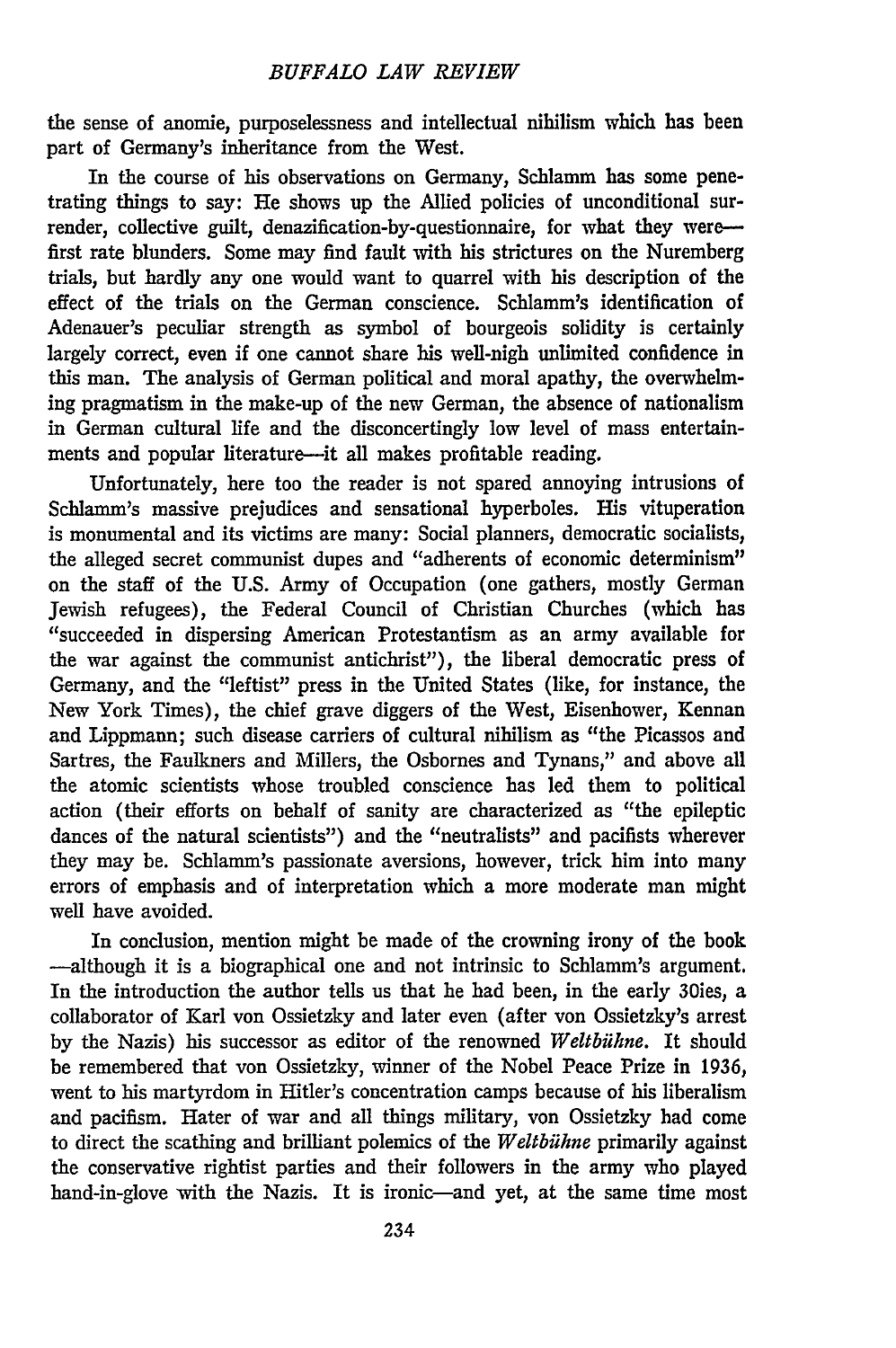the sense of anomie, purposelessness and intellectual nihilism which has been part of Germany's inheritance from the West.

In the course of his observations on Germany, Schlamm has some penetrating things to say: He shows up the Allied policies of unconditional surrender, collective guilt, denazification-by-questionnaire, for what they were—first rate blunders. Some may find fault with his strictures on the Nuremberg trials, but hardly any one would want to quarrel with his description of the effect of the trials on the German conscience. Schlamm's identification of Adenauer's peculiar strength as symbol of bourgeois solidity is certainly largely correct, even if one cannot share his well-nigh unlimited confidence in this man. The analysis of German political and moral apathy, the overwhelming pragmatism in the make-up of the new German, the absence of nationalism in German cultural life and the disconcertingly low level of mass entertainments and popular literature—it all makes profitable reading.

Unfortunately, here too the reader is not spared annoying intrusions of Schlamm's massive prejudices and sensational hyperboles. His vituperation is monumental and its victims are many: Social planners, democratic socialists, the alleged secret communist dupes and "adherents of economic determinism" on the staff of the U.S. Army of Occupation (one gathers, mostly German Jewish refugees), the Federal Council of Christian Churches (which has "succeeded in dispersing American Protestantism as an army available for the war against the communist antichrist"), the liberal democratic press of Germany, and the "leftist" press in the United States (like, for instance, the New York Times), the chief grave diggers of the West, Eisenhower, Kennan and Lippmann; such disease carriers of cultural nihilism as "the Picassos and Sartres, the Faulkners and Millers, the Osbornes and Tynans," and above all the atomic scientists whose troubled conscience has led them to political action (their efforts on behalf of sanity are characterized as "the epileptic dances of the natural scientists") and the "neutralists" and pacifists wherever they may be. Schlamm's passionate aversions, however, trick him into many errors of emphasis and of interpretation which a more moderate man might well have avoided.

In conclusion, mention might be made of the crowning irony of the book—although it is a biographical one and not intrinsic to Schlamm's argument. In the introduction the author tells us that he had been, in the early 30ies, a collaborator of Karl von Ossietzky and later even (after von Ossietzky's arrest by the Nazis) his successor as editor of the renowned *Weltbühne*. It should be remembered that von Ossietzky, winner of the Nobel Peace Prize in 1936, went to his martyrdom in Hitler's concentration camps because of his liberalism and pacifism. Hater of war and all things military, von Ossietzky had come to direct the scathing and brilliant polemics of the *Weltbühne* primarily against the conservative rightist parties and their followers in the army who played hand-in-glove with the Nazis. It is ironic—and yet, at the same time most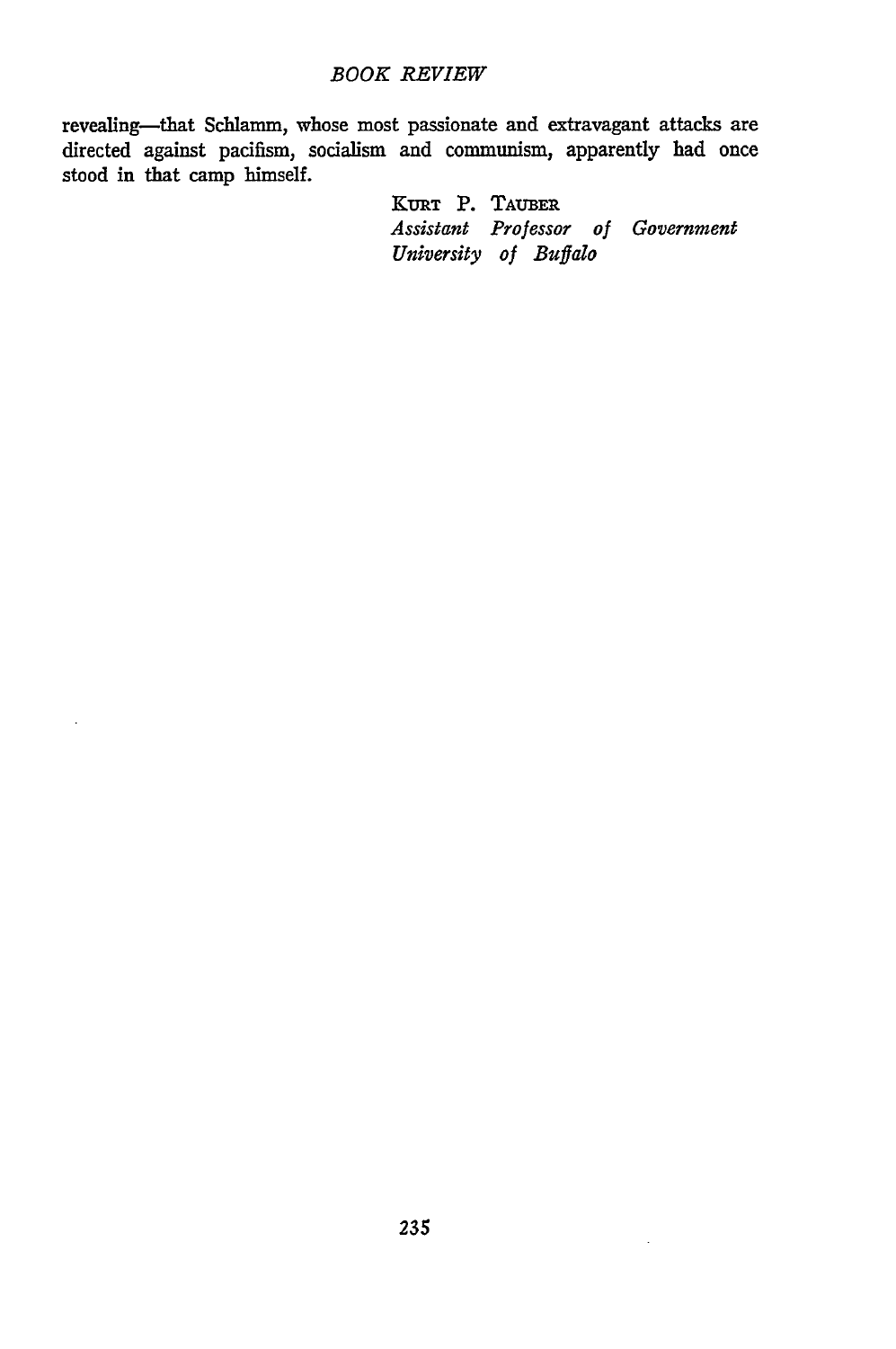revealing—that Schlamm, whose most passionate and extravagant attacks are directed against pacifism, socialism and communism, apparently had once stood in that camp himself.

KURT P. TAUBER
*Assistant Professor of Government*
*University of Buffalo*